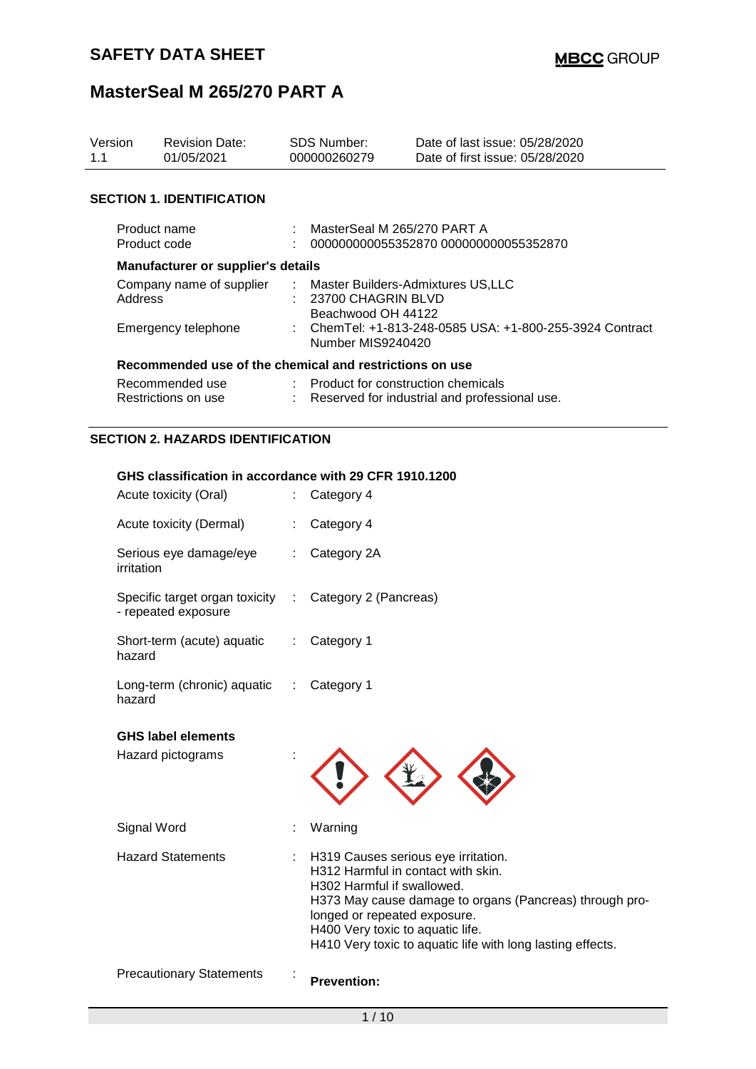# SAFETY DATA SHEET

**MBCC GROUP**

# MasterSeal M 265/270 PART A

| Version | Revision Date: | SDS Number: | Date of last issue: 05/28/2020 |
|---|---|---|---|
| 1.1 | 01/05/2021 | 000000260279 | Date of first issue: 05/28/2020 |

## SECTION 1. IDENTIFICATION

Product name : MasterSeal M 265/270 PART A
Product code : 000000000055352870 000000000055352870

### Manufacturer or supplier's details

Company name of supplier : Master Builders-Admixtures US,LLC
Address : 23700 CHAGRIN BLVD
Beachwood OH 44122
Emergency telephone : ChemTel: +1-813-248-0585 USA: +1-800-255-3924 Contract Number MIS9240420

### Recommended use of the chemical and restrictions on use

Recommended use : Product for construction chemicals
Restrictions on use : Reserved for industrial and professional use.

## SECTION 2. HAZARDS IDENTIFICATION

### GHS classification in accordance with 29 CFR 1910.1200

Acute toxicity (Oral) : Category 4

Acute toxicity (Dermal) : Category 4

Serious eye damage/eye irritation : Category 2A

Specific target organ toxicity - repeated exposure : Category 2 (Pancreas)

Short-term (acute) aquatic hazard : Category 1

Long-term (chronic) aquatic hazard : Category 1

### GHS label elements

Hazard pictograms :

Signal Word : Warning

Hazard Statements : H319 Causes serious eye irritation.
H312 Harmful in contact with skin.
H302 Harmful if swallowed.
H373 May cause damage to organs (Pancreas) through prolonged or repeated exposure.
H400 Very toxic to aquatic life.
H410 Very toxic to aquatic life with long lasting effects.

Precautionary Statements : **Prevention:**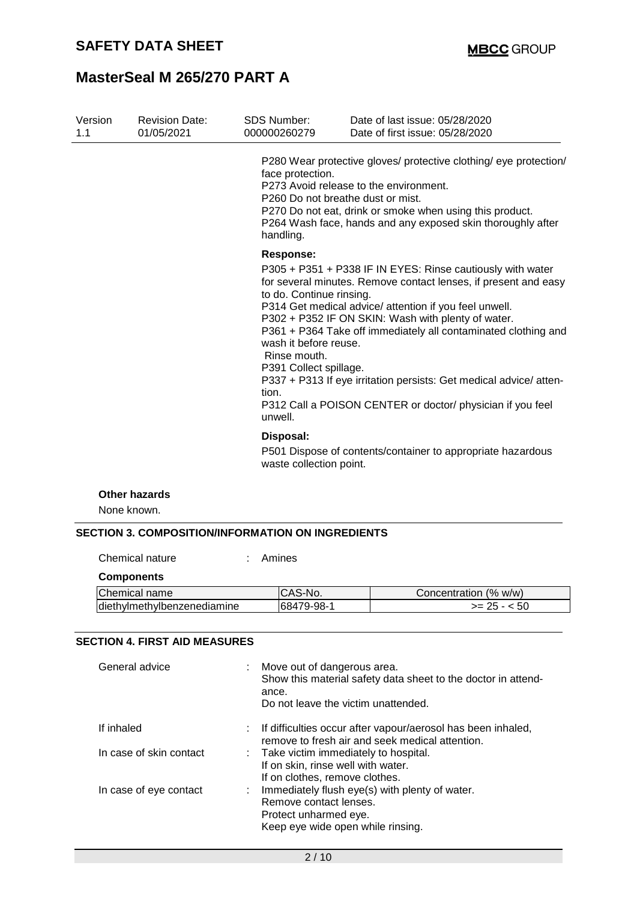P280 Wear protective gloves/ protective clothing/ eye protection/ face protection.
P273 Avoid release to the environment.
P260 Do not breathe dust or mist.
P270 Do not eat, drink or smoke when using this product.
P264 Wash face, hands and any exposed skin thoroughly after handling.

**Response:**

P305 + P351 + P338 IF IN EYES: Rinse cautiously with water for several minutes. Remove contact lenses, if present and easy to do. Continue rinsing.
P314 Get medical advice/ attention if you feel unwell.
P302 + P352 IF ON SKIN: Wash with plenty of water.
P361 + P364 Take off immediately all contaminated clothing and wash it before reuse.
Rinse mouth.
P391 Collect spillage.
P337 + P313 If eye irritation persists: Get medical advice/ attention.
P312 Call a POISON CENTER or doctor/ physician if you feel unwell.

**Disposal:**

P501 Dispose of contents/container to appropriate hazardous waste collection point.

**Other hazards**

None known.

## SECTION 3. COMPOSITION/INFORMATION ON INGREDIENTS

Chemical nature : Amines

**Components**

| Chemical name | CAS-No. | Concentration (% w/w) |
|---|---|---|
| diethylmethylbenzenediamine | 68479-98-1 | >= 25 - < 50 |

## SECTION 4. FIRST AID MEASURES

| | |
|---|---|
| General advice | : Move out of dangerous area.<br>Show this material safety data sheet to the doctor in attendance.<br>Do not leave the victim unattended. |
| If inhaled | : If difficulties occur after vapour/aerosol has been inhaled, remove to fresh air and seek medical attention. |
| In case of skin contact | : Take victim immediately to hospital.<br>If on skin, rinse well with water.<br>If on clothes, remove clothes. |
| In case of eye contact | : Immediately flush eye(s) with plenty of water.<br>Remove contact lenses.<br>Protect unharmed eye.<br>Keep eye wide open while rinsing. |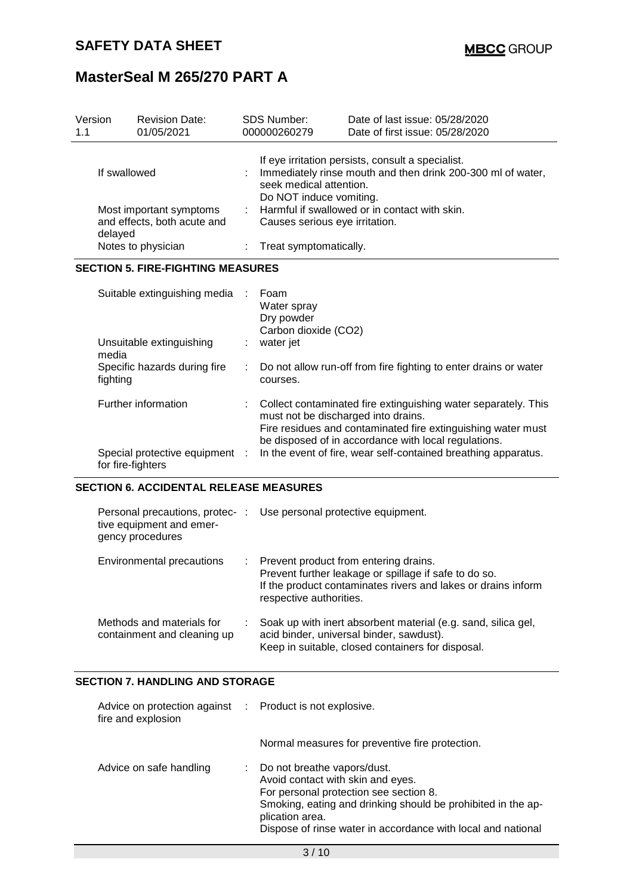| Version 1.1 | Revision Date: 01/05/2021 | SDS Number: 000000260279 | Date of last issue: 05/28/2020 Date of first issue: 05/28/2020 |
|---|---|---|---|

| | | |
|---|---|---|
| | | If eye irritation persists, consult a specialist. |
| If swallowed | : | Immediately rinse mouth and then drink 200-300 ml of water, seek medical attention. Do NOT induce vomiting. |
| Most important symptoms and effects, both acute and delayed | : | Harmful if swallowed or in contact with skin. Causes serious eye irritation. |
| Notes to physician | : | Treat symptomatically. |

## SECTION 5. FIRE-FIGHTING MEASURES

| | | |
|---|---|---|
| Suitable extinguishing media | : | Foam<br>Water spray<br>Dry powder<br>Carbon dioxide ($CO_2$) |
| Unsuitable extinguishing media | : | water jet |
| Specific hazards during fire fighting | : | Do not allow run-off from fire fighting to enter drains or water courses. |
| Further information | : | Collect contaminated fire extinguishing water separately. This must not be discharged into drains.<br>Fire residues and contaminated fire extinguishing water must be disposed of in accordance with local regulations. |
| Special protective equipment for fire-fighters | : | In the event of fire, wear self-contained breathing apparatus. |

## SECTION 6. ACCIDENTAL RELEASE MEASURES

| | | |
|---|---|---|
| Personal precautions, protective equipment and emergency procedures | : | Use personal protective equipment. |
| Environmental precautions | : | Prevent product from entering drains.<br>Prevent further leakage or spillage if safe to do so.<br>If the product contaminates rivers and lakes or drains inform respective authorities. |
| Methods and materials for containment and cleaning up | : | Soak up with inert absorbent material (e.g. sand, silica gel, acid binder, universal binder, sawdust).<br>Keep in suitable, closed containers for disposal. |

## SECTION 7. HANDLING AND STORAGE

| | | |
|---|---|---|
| Advice on protection against fire and explosion | : | Product is not explosive.<br><br>Normal measures for preventive fire protection. |
| Advice on safe handling | : | Do not breathe vapors/dust.<br>Avoid contact with skin and eyes.<br>For personal protection see section 8.<br>Smoking, eating and drinking should be prohibited in the application area.<br>Dispose of rinse water in accordance with local and national |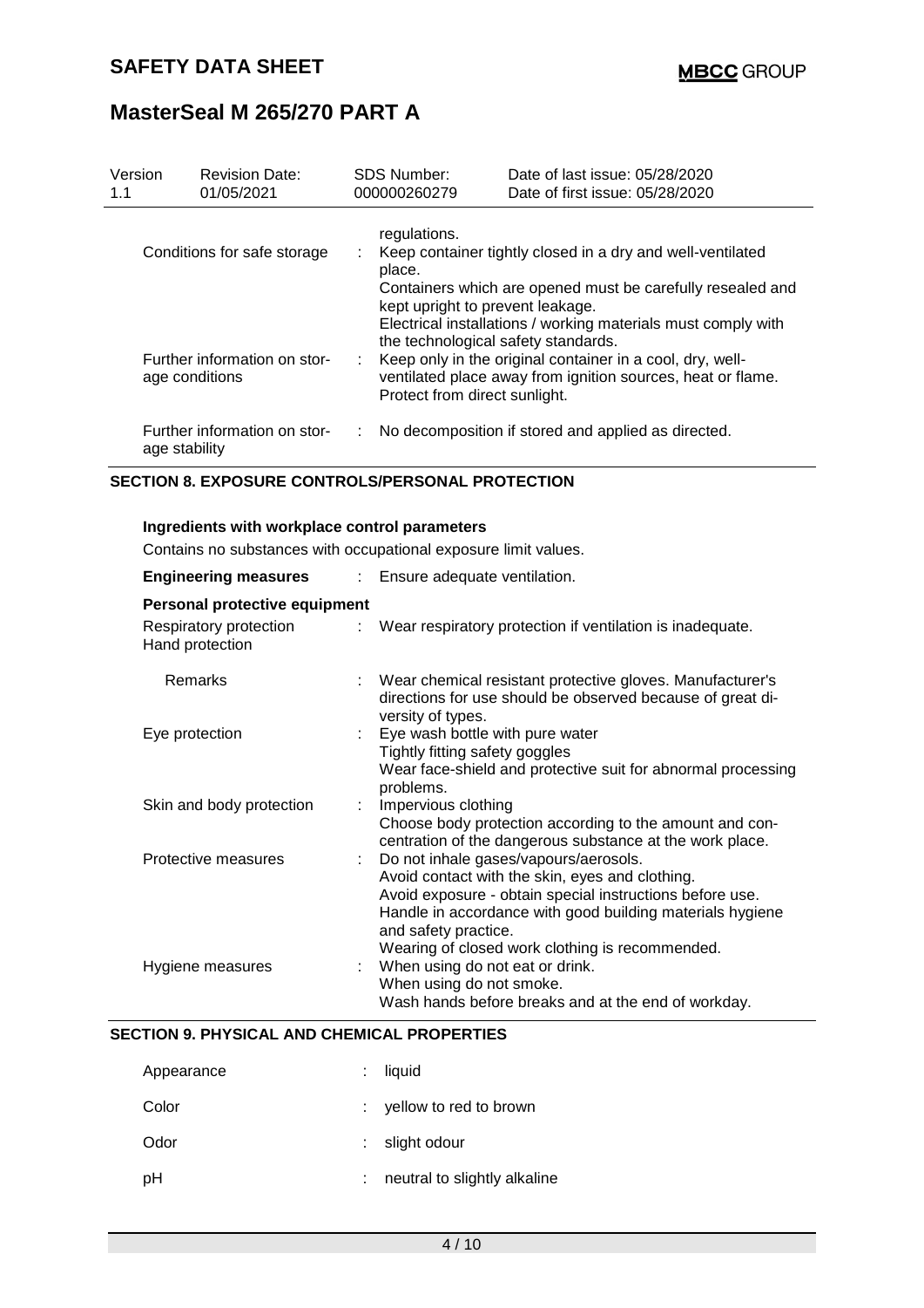| Version | Revision Date: | SDS Number: | Date of last issue: 05/28/2020 |
|---|---|---|---|
| 1.1 | 01/05/2021 | 000000260279 | Date of first issue: 05/28/2020 |

regulations.

| | | |
|---|---|---|
| Conditions for safe storage | : | Keep container tightly closed in a dry and well-ventilated place. Containers which are opened must be carefully resealed and kept upright to prevent leakage. Electrical installations / working materials must comply with the technological safety standards. |
| Further information on storage conditions | : | Keep only in the original container in a cool, dry, well-ventilated place away from ignition sources, heat or flame. Protect from direct sunlight. |
| Further information on storage stability | : | No decomposition if stored and applied as directed. |

## SECTION 8. EXPOSURE CONTROLS/PERSONAL PROTECTION

**Ingredients with workplace control parameters**

Contains no substances with occupational exposure limit values.

| | | |
|---|---|---|
| **Engineering measures** | : | Ensure adequate ventilation. |

**Personal protective equipment**

| | | |
|---|---|---|
| Respiratory protection | : | Wear respiratory protection if ventilation is inadequate. |
| Hand protection | | |
| Remarks | : | Wear chemical resistant protective gloves. Manufacturer's directions for use should be observed because of great diversity of types. |
| Eye protection | : | Eye wash bottle with pure water<br>Tightly fitting safety goggles<br>Wear face-shield and protective suit for abnormal processing problems. |
| Skin and body protection | : | Impervious clothing<br>Choose body protection according to the amount and concentration of the dangerous substance at the work place. |
| Protective measures | : | Do not inhale gases/vapours/aerosols.<br>Avoid contact with the skin, eyes and clothing.<br>Avoid exposure - obtain special instructions before use.<br>Handle in accordance with good building materials hygiene and safety practice.<br>Wearing of closed work clothing is recommended. |
| Hygiene measures | : | When using do not eat or drink.<br>When using do not smoke.<br>Wash hands before breaks and at the end of workday. |

## SECTION 9. PHYSICAL AND CHEMICAL PROPERTIES

| | | |
|---|---|---|
| Appearance | : | liquid |
| Color | : | yellow to red to brown |
| Odor | : | slight odour |
| pH | : | neutral to slightly alkaline |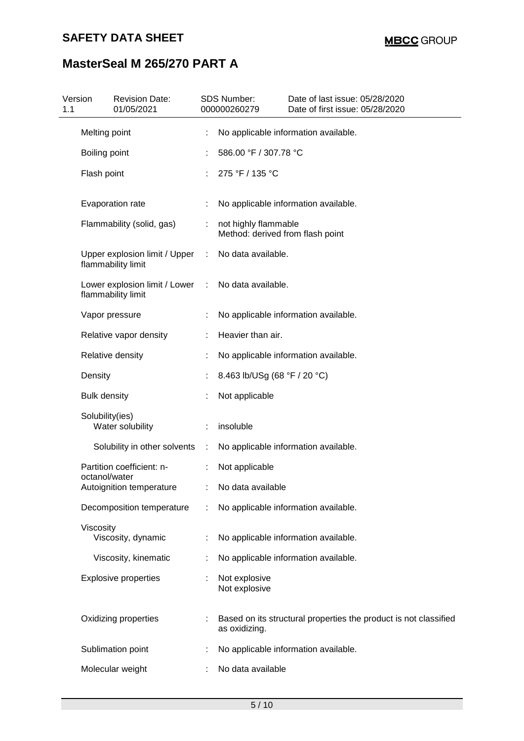| Property | | Value |
|---|---|---|
| Melting point | : | No applicable information available. |
| Boiling point | : | 586.00 °F / 307.78 °C |
| Flash point | : | 275 °F / 135 °C |
| Evaporation rate | : | No applicable information available. |
| Flammability (solid, gas) | : | not highly flammable<br>Method: derived from flash point |
| Upper explosion limit / Upper flammability limit | : | No data available. |
| Lower explosion limit / Lower flammability limit | : | No data available. |
| Vapor pressure | : | No applicable information available. |
| Relative vapor density | : | Heavier than air. |
| Relative density | : | No applicable information available. |
| Density | : | 8.463 lb/USg (68 °F / 20 °C) |
| Bulk density | : | Not applicable |
| Solubility(ies)<br>Water solubility | : | insoluble |
| Solubility in other solvents | : | No applicable information available. |
| Partition coefficient: n-octanol/water | : | Not applicable |
| Autoignition temperature | : | No data available |
| Decomposition temperature | : | No applicable information available. |
| Viscosity<br>Viscosity, dynamic | : | No applicable information available. |
| Viscosity, kinematic | : | No applicable information available. |
| Explosive properties | : | Not explosive<br>Not explosive |
| Oxidizing properties | : | Based on its structural properties the product is not classified as oxidizing. |
| Sublimation point | : | No applicable information available. |
| Molecular weight | : | No data available |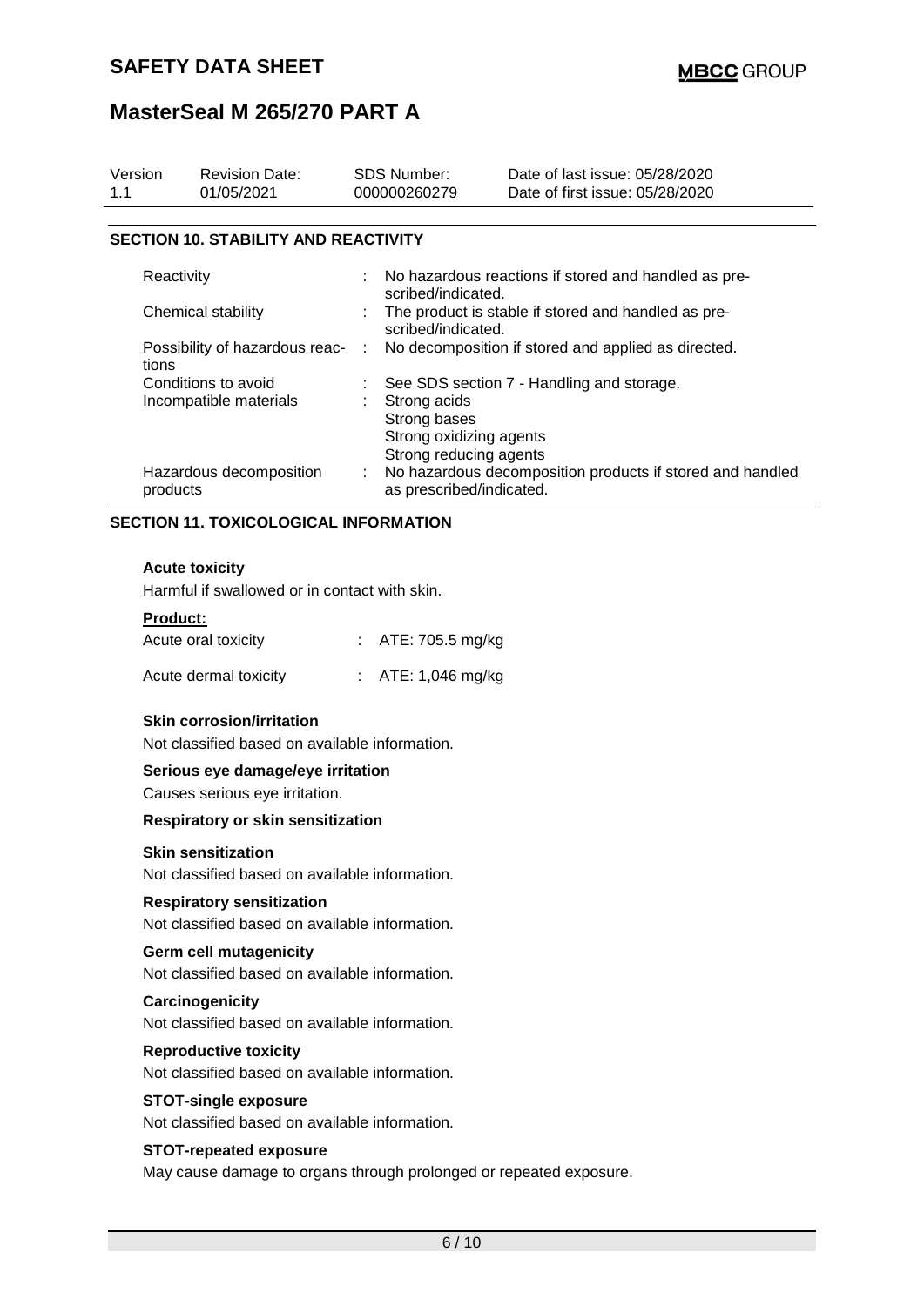## SECTION 10. STABILITY AND REACTIVITY

| | | |
|---|---|---|
| Reactivity | : | No hazardous reactions if stored and handled as prescribed/indicated. |
| Chemical stability | : | The product is stable if stored and handled as prescribed/indicated. |
| Possibility of hazardous reactions | : | No decomposition if stored and applied as directed. |
| Conditions to avoid | : | See SDS section 7 - Handling and storage. |
| Incompatible materials | : | Strong acids<br>Strong bases<br>Strong oxidizing agents<br>Strong reducing agents |
| Hazardous decomposition products | : | No hazardous decomposition products if stored and handled as prescribed/indicated. |

## SECTION 11. TOXICOLOGICAL INFORMATION

**Acute toxicity**

Harmful if swallowed or in contact with skin.

**Product:**

| | | |
|---|---|---|
| Acute oral toxicity | : | ATE: 705.5 mg/kg |
| Acute dermal toxicity | : | ATE: 1,046 mg/kg |

**Skin corrosion/irritation**

Not classified based on available information.

**Serious eye damage/eye irritation**

Causes serious eye irritation.

**Respiratory or skin sensitization**

**Skin sensitization**

Not classified based on available information.

**Respiratory sensitization**

Not classified based on available information.

**Germ cell mutagenicity**

Not classified based on available information.

**Carcinogenicity**

Not classified based on available information.

**Reproductive toxicity**

Not classified based on available information.

**STOT-single exposure**

Not classified based on available information.

**STOT-repeated exposure**

May cause damage to organs through prolonged or repeated exposure.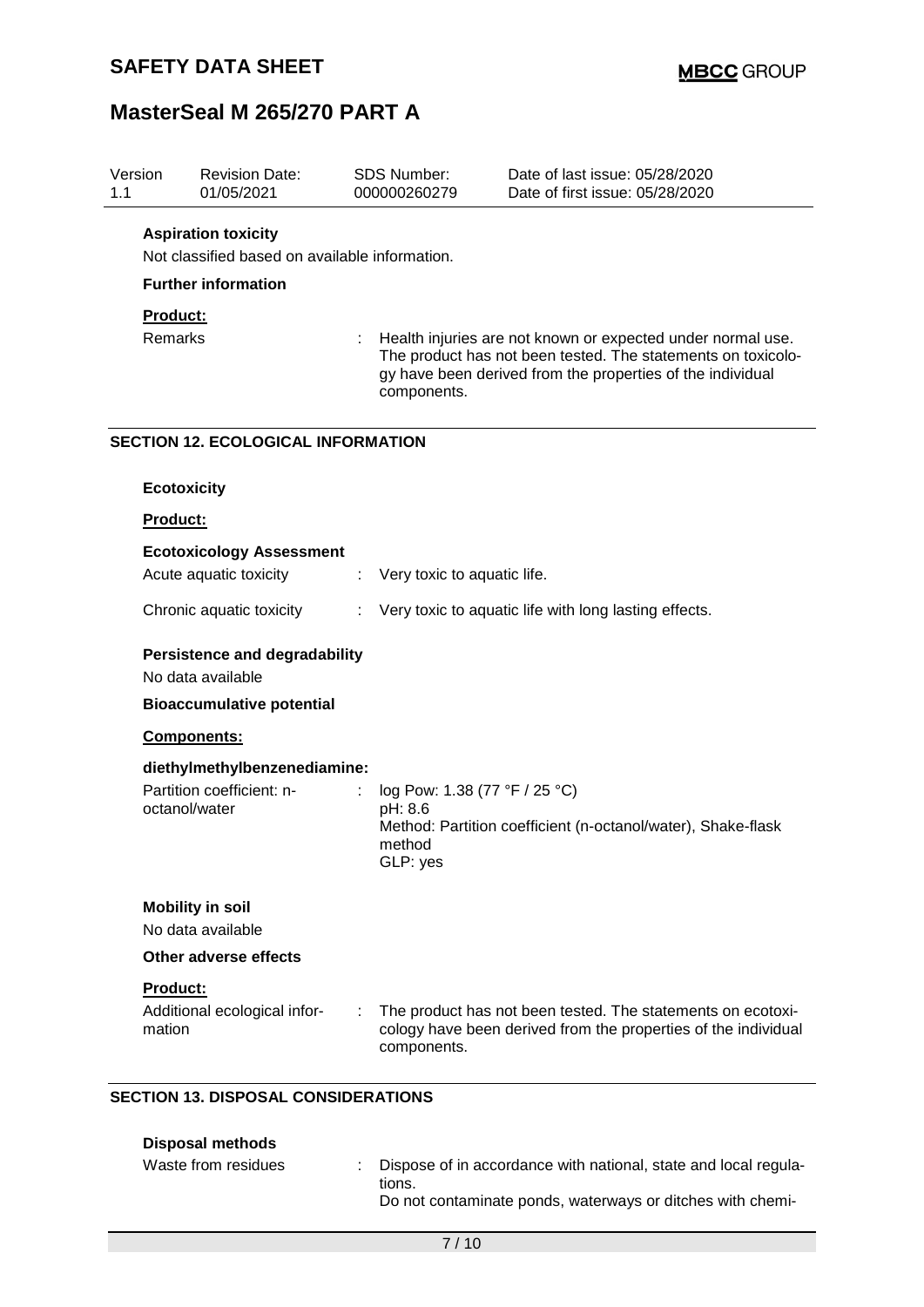| Version | Revision Date: | SDS Number: | Date of last issue: 05/28/2020 |
| --- | --- | --- | --- |
| 1.1 | 01/05/2021 | 000000260279 | Date of first issue: 05/28/2020 |

**Aspiration toxicity**

Not classified based on available information.

**Further information**

**Product:**

Remarks : Health injuries are not known or expected under normal use. The product has not been tested. The statements on toxicology have been derived from the properties of the individual components.

## SECTION 12. ECOLOGICAL INFORMATION

**Ecotoxicity**

**Product:**

**Ecotoxicology Assessment**

Acute aquatic toxicity : Very toxic to aquatic life.

Chronic aquatic toxicity : Very toxic to aquatic life with long lasting effects.

**Persistence and degradability**

No data available

**Bioaccumulative potential**

**Components:**

**diethylmethylbenzenediamine:**

Partition coefficient: n-octanol/water : log Pow: 1.38 (77 °F / 25 °C)
pH: 8.6
Method: Partition coefficient (n-octanol/water), Shake-flask method
GLP: yes

**Mobility in soil**

No data available

**Other adverse effects**

**Product:**

Additional ecological information : The product has not been tested. The statements on ecotoxicology have been derived from the properties of the individual components.

## SECTION 13. DISPOSAL CONSIDERATIONS

**Disposal methods**

Waste from residues : Dispose of in accordance with national, state and local regulations.
Do not contaminate ponds, waterways or ditches with chemi-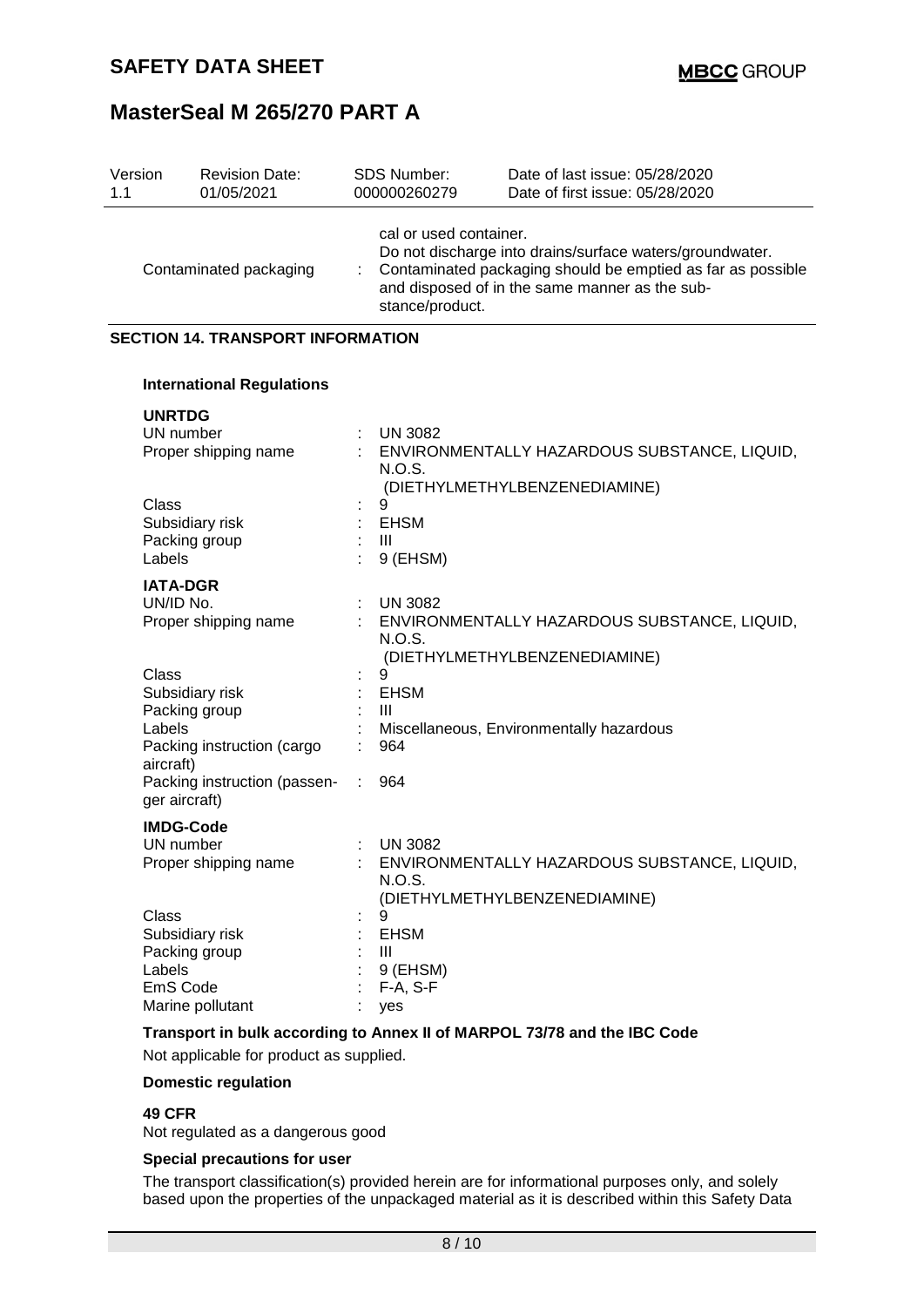| Version | Revision Date: | SDS Number: | Date of last issue: 05/28/2020 |
|---|---|---|---|
| 1.1 | 01/05/2021 | 000000260279 | Date of first issue: 05/28/2020 |

| | |
|---|---|
| | cal or used container. Do not discharge into drains/surface waters/groundwater. |
| Contaminated packaging | : Contaminated packaging should be emptied as far as possible and disposed of in the same manner as the substance/product. |

## SECTION 14. TRANSPORT INFORMATION

### International Regulations

**UNRTDG**

| | |
|---|---|
| UN number | : UN 3082 |
| Proper shipping name | : ENVIRONMENTALLY HAZARDOUS SUBSTANCE, LIQUID, N.O.S. (DIETHYLMETHYLBENZENEDIAMINE) |
| Class | : 9 |
| Subsidiary risk | : EHSM |
| Packing group | : III |
| Labels | : 9 (EHSM) |

**IATA-DGR**

| | |
|---|---|
| UN/ID No. | : UN 3082 |
| Proper shipping name | : ENVIRONMENTALLY HAZARDOUS SUBSTANCE, LIQUID, N.O.S. (DIETHYLMETHYLBENZENEDIAMINE) |
| Class | : 9 |
| Subsidiary risk | : EHSM |
| Packing group | : III |
| Labels | : Miscellaneous, Environmentally hazardous |
| Packing instruction (cargo aircraft) | : 964 |
| Packing instruction (passenger aircraft) | : 964 |

**IMDG-Code**

| | |
|---|---|
| UN number | : UN 3082 |
| Proper shipping name | : ENVIRONMENTALLY HAZARDOUS SUBSTANCE, LIQUID, N.O.S. (DIETHYLMETHYLBENZENEDIAMINE) |
| Class | : 9 |
| Subsidiary risk | : EHSM |
| Packing group | : III |
| Labels | : 9 (EHSM) |
| EmS Code | : F-A, S-F |
| Marine pollutant | : yes |

**Transport in bulk according to Annex II of MARPOL 73/78 and the IBC Code**

Not applicable for product as supplied.

**Domestic regulation**

**49 CFR**

Not regulated as a dangerous good

**Special precautions for user**

The transport classification(s) provided herein are for informational purposes only, and solely based upon the properties of the unpackaged material as it is described within this Safety Data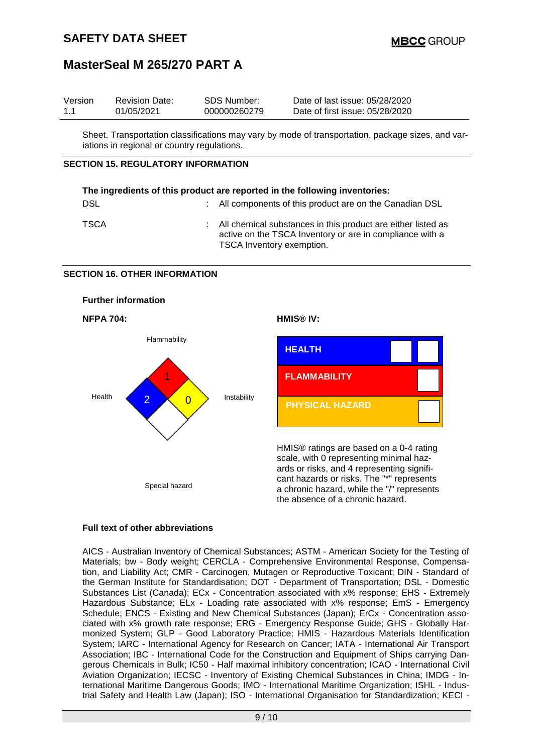Sheet. Transportation classifications may vary by mode of transportation, package sizes, and variations in regional or country regulations.

## SECTION 15. REGULATORY INFORMATION

**The ingredients of this product are reported in the following inventories:**

| | | |
|---|---|---|
| DSL | : | All components of this product are on the Canadian DSL |
| TSCA | : | All chemical substances in this product are either listed as active on the TSCA Inventory or are in compliance with a TSCA Inventory exemption. |

## SECTION 16. OTHER INFORMATION

**Further information**

**NFPA 704:**

| Category | Rating |
|---|---|
| Flammability | 1 |
| Health | 2 |
| Instability | 0 |
| Special hazard | |

**HMIS® IV:**

| Category | Rating |
|---|---|
| HEALTH | |
| FLAMMABILITY | |
| PHYSICAL HAZARD | |

HMIS® ratings are based on a 0-4 rating scale, with 0 representing minimal hazards or risks, and 4 representing significant hazards or risks. The "*" represents a chronic hazard, while the "/" represents the absence of a chronic hazard.

**Full text of other abbreviations**

AICS - Australian Inventory of Chemical Substances; ASTM - American Society for the Testing of Materials; bw - Body weight; CERCLA - Comprehensive Environmental Response, Compensation, and Liability Act; CMR - Carcinogen, Mutagen or Reproductive Toxicant; DIN - Standard of the German Institute for Standardisation; DOT - Department of Transportation; DSL - Domestic Substances List (Canada); ECx - Concentration associated with x% response; EHS - Extremely Hazardous Substance; ELx - Loading rate associated with x% response; EmS - Emergency Schedule; ENCS - Existing and New Chemical Substances (Japan); ErCx - Concentration associated with x% growth rate response; ERG - Emergency Response Guide; GHS - Globally Harmonized System; GLP - Good Laboratory Practice; HMIS - Hazardous Materials Identification System; IARC - International Agency for Research on Cancer; IATA - International Air Transport Association; IBC - International Code for the Construction and Equipment of Ships carrying Dangerous Chemicals in Bulk; IC50 - Half maximal inhibitory concentration; ICAO - International Civil Aviation Organization; IECSC - Inventory of Existing Chemical Substances in China; IMDG - International Maritime Dangerous Goods; IMO - International Maritime Organization; ISHL - Industrial Safety and Health Law (Japan); ISO - International Organisation for Standardization; KECI -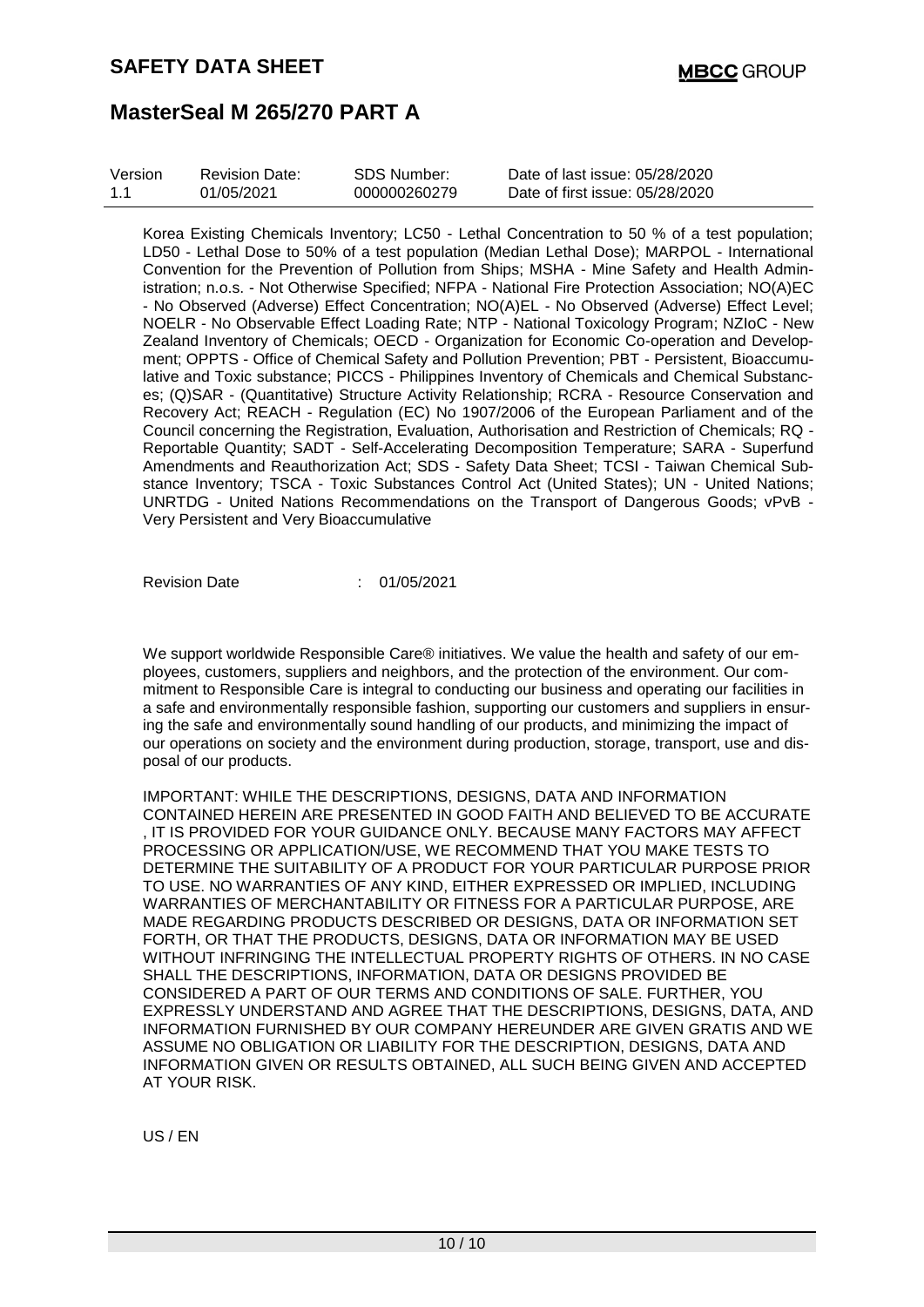Korea Existing Chemicals Inventory; LC50 - Lethal Concentration to 50 % of a test population; LD50 - Lethal Dose to 50% of a test population (Median Lethal Dose); MARPOL - International Convention for the Prevention of Pollution from Ships; MSHA - Mine Safety and Health Administration; n.o.s. - Not Otherwise Specified; NFPA - National Fire Protection Association; NO(A)EC - No Observed (Adverse) Effect Concentration; NO(A)EL - No Observed (Adverse) Effect Level; NOELR - No Observable Effect Loading Rate; NTP - National Toxicology Program; NZIoC - New Zealand Inventory of Chemicals; OECD - Organization for Economic Co-operation and Development; OPPTS - Office of Chemical Safety and Pollution Prevention; PBT - Persistent, Bioaccumulative and Toxic substance; PICCS - Philippines Inventory of Chemicals and Chemical Substances; (Q)SAR - (Quantitative) Structure Activity Relationship; RCRA - Resource Conservation and Recovery Act; REACH - Regulation (EC) No 1907/2006 of the European Parliament and of the Council concerning the Registration, Evaluation, Authorisation and Restriction of Chemicals; RQ - Reportable Quantity; SADT - Self-Accelerating Decomposition Temperature; SARA - Superfund Amendments and Reauthorization Act; SDS - Safety Data Sheet; TCSI - Taiwan Chemical Substance Inventory; TSCA - Toxic Substances Control Act (United States); UN - United Nations; UNRTDG - United Nations Recommendations on the Transport of Dangerous Goods; vPvB - Very Persistent and Very Bioaccumulative

Revision Date : 01/05/2021

We support worldwide Responsible Care® initiatives. We value the health and safety of our employees, customers, suppliers and neighbors, and the protection of the environment. Our commitment to Responsible Care is integral to conducting our business and operating our facilities in a safe and environmentally responsible fashion, supporting our customers and suppliers in ensuring the safe and environmentally sound handling of our products, and minimizing the impact of our operations on society and the environment during production, storage, transport, use and disposal of our products.

IMPORTANT: WHILE THE DESCRIPTIONS, DESIGNS, DATA AND INFORMATION CONTAINED HEREIN ARE PRESENTED IN GOOD FAITH AND BELIEVED TO BE ACCURATE , IT IS PROVIDED FOR YOUR GUIDANCE ONLY. BECAUSE MANY FACTORS MAY AFFECT PROCESSING OR APPLICATION/USE, WE RECOMMEND THAT YOU MAKE TESTS TO DETERMINE THE SUITABILITY OF A PRODUCT FOR YOUR PARTICULAR PURPOSE PRIOR TO USE. NO WARRANTIES OF ANY KIND, EITHER EXPRESSED OR IMPLIED, INCLUDING WARRANTIES OF MERCHANTABILITY OR FITNESS FOR A PARTICULAR PURPOSE, ARE MADE REGARDING PRODUCTS DESCRIBED OR DESIGNS, DATA OR INFORMATION SET FORTH, OR THAT THE PRODUCTS, DESIGNS, DATA OR INFORMATION MAY BE USED WITHOUT INFRINGING THE INTELLECTUAL PROPERTY RIGHTS OF OTHERS. IN NO CASE SHALL THE DESCRIPTIONS, INFORMATION, DATA OR DESIGNS PROVIDED BE CONSIDERED A PART OF OUR TERMS AND CONDITIONS OF SALE. FURTHER, YOU EXPRESSLY UNDERSTAND AND AGREE THAT THE DESCRIPTIONS, DESIGNS, DATA, AND INFORMATION FURNISHED BY OUR COMPANY HEREUNDER ARE GIVEN GRATIS AND WE ASSUME NO OBLIGATION OR LIABILITY FOR THE DESCRIPTION, DESIGNS, DATA AND INFORMATION GIVEN OR RESULTS OBTAINED, ALL SUCH BEING GIVEN AND ACCEPTED AT YOUR RISK.

US / EN